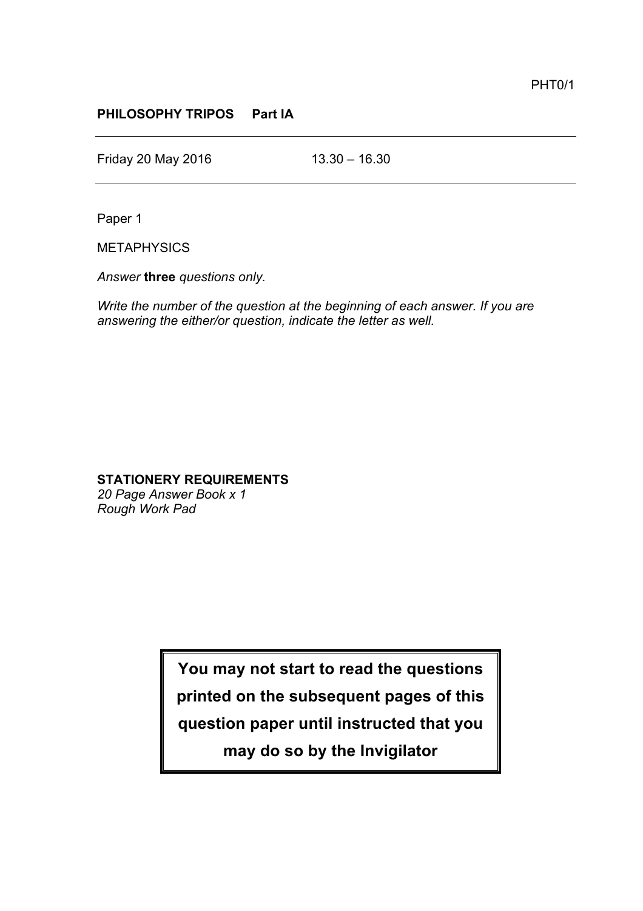PHT0/1

**PHILOSOPHY TRIPOS Part IA**

Friday 20 May 2016 13.30 – 16.30

Paper 1

METAPHYSICS

*Answer* **three** *questions only.*

*Write the number of the question at the beginning of each answer. If you are answering the either/or question, indicate the letter as well.*

**STATIONERY REQUIREMENTS**
*20 Page Answer Book x 1*
*Rough Work Pad*

**You may not start to read the questions printed on the subsequent pages of this question paper until instructed that you may do so by the Invigilator**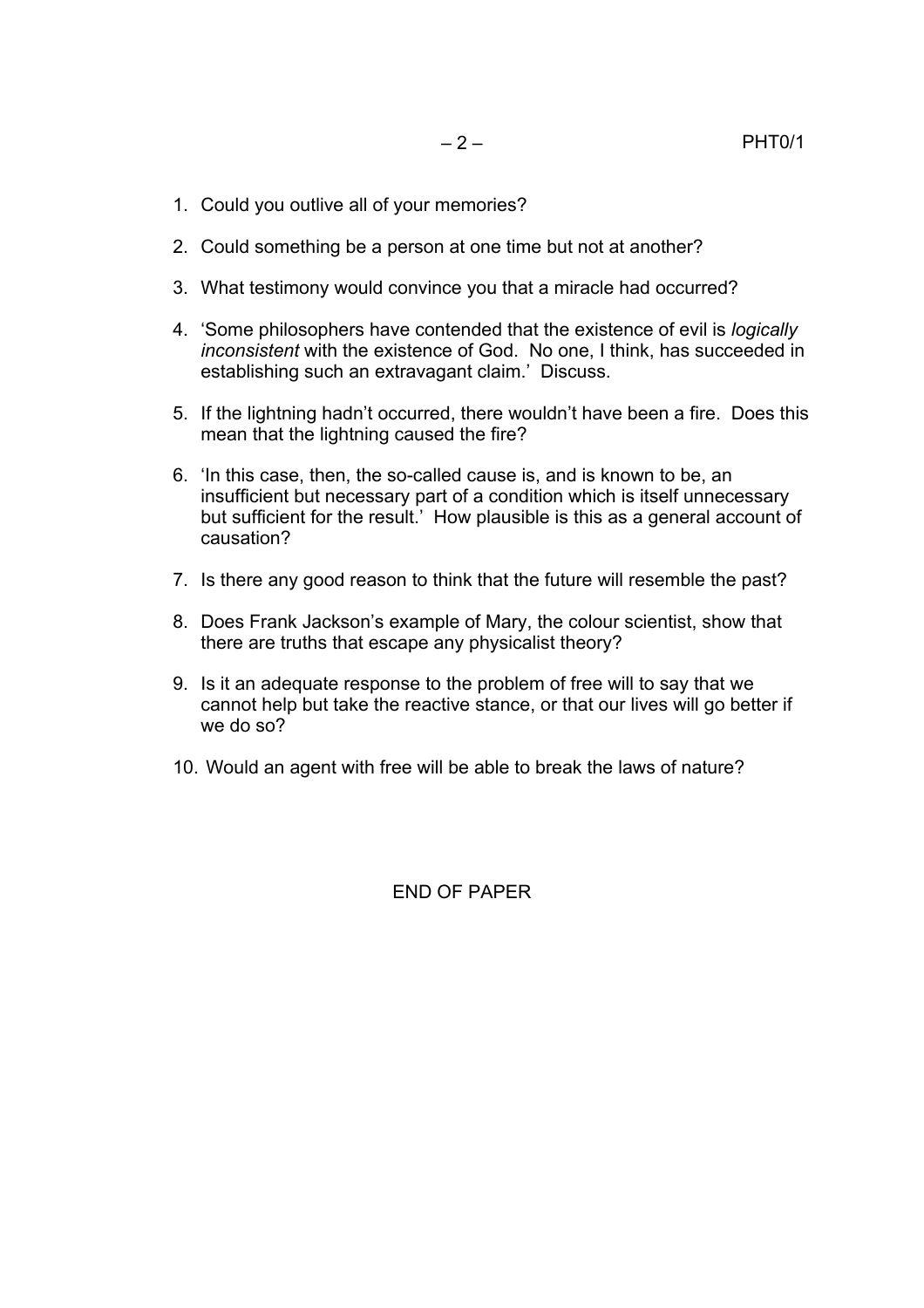1. Could you outlive all of your memories?

2. Could something be a person at one time but not at another?

3. What testimony would convince you that a miracle had occurred?

4. 'Some philosophers have contended that the existence of evil is *logically inconsistent* with the existence of God. No one, I think, has succeeded in establishing such an extravagant claim.' Discuss.

5. If the lightning hadn't occurred, there wouldn't have been a fire. Does this mean that the lightning caused the fire?

6. 'In this case, then, the so-called cause is, and is known to be, an insufficient but necessary part of a condition which is itself unnecessary but sufficient for the result.' How plausible is this as a general account of causation?

7. Is there any good reason to think that the future will resemble the past?

8. Does Frank Jackson's example of Mary, the colour scientist, show that there are truths that escape any physicalist theory?

9. Is it an adequate response to the problem of free will to say that we cannot help but take the reactive stance, or that our lives will go better if we do so?

10. Would an agent with free will be able to break the laws of nature?

END OF PAPER